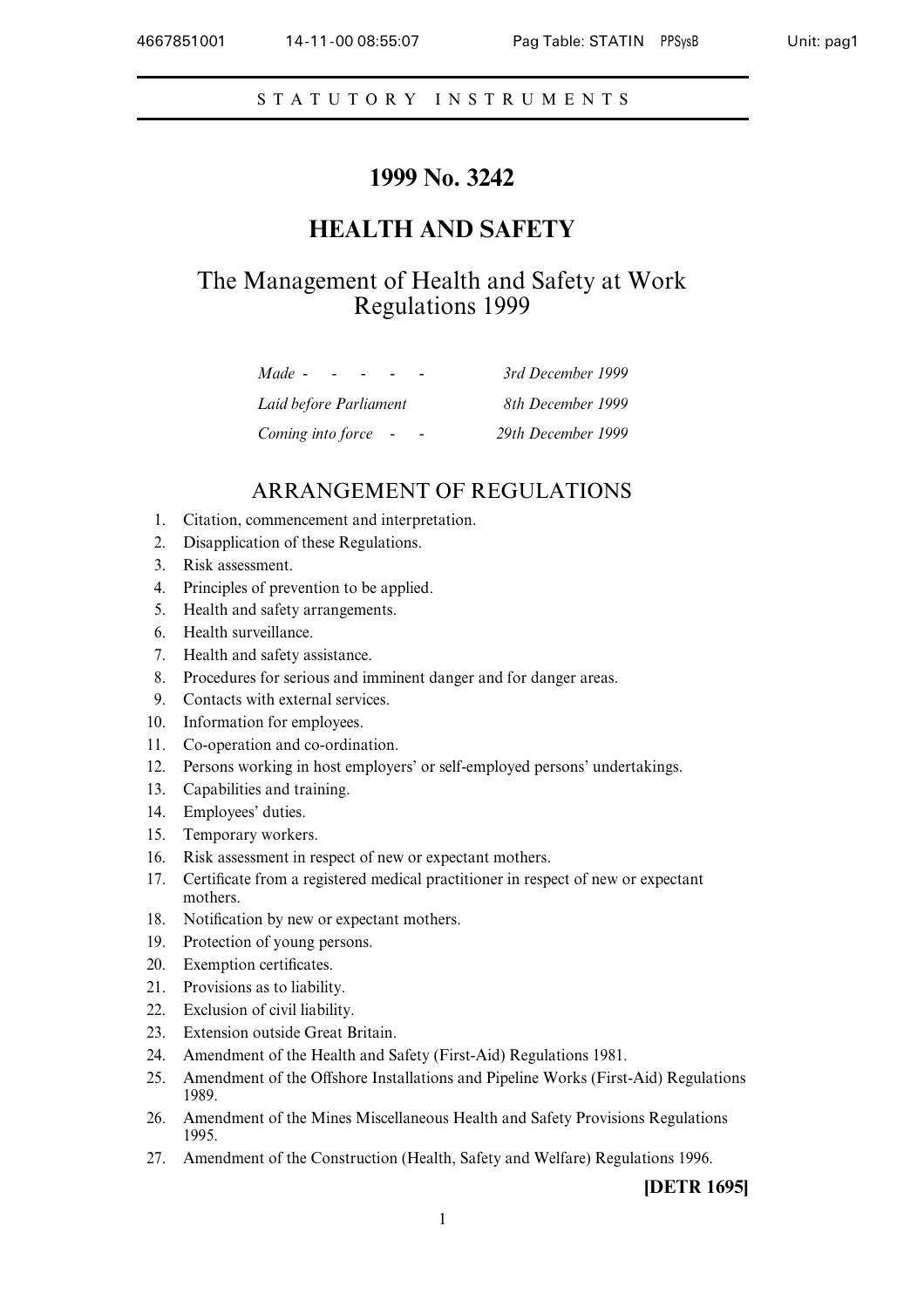STATUTORY INSTRUMENTS

# 1999 No. 3242

# HEALTH AND SAFETY

## The Management of Health and Safety at Work Regulations 1999

| | |
|---|---|
| *Made* | *3rd December 1999* |
| *Laid before Parliament* | *8th December 1999* |
| *Coming into force* | *29th December 1999* |

## ARRANGEMENT OF REGULATIONS

1. Citation, commencement and interpretation.
2. Disapplication of these Regulations.
3. Risk assessment.
4. Principles of prevention to be applied.
5. Health and safety arrangements.
6. Health surveillance.
7. Health and safety assistance.
8. Procedures for serious and imminent danger and for danger areas.
9. Contacts with external services.
10. Information for employees.
11. Co-operation and co-ordination.
12. Persons working in host employers' or self-employed persons' undertakings.
13. Capabilities and training.
14. Employees' duties.
15. Temporary workers.
16. Risk assessment in respect of new or expectant mothers.
17. Certificate from a registered medical practitioner in respect of new or expectant mothers.
18. Notification by new or expectant mothers.
19. Protection of young persons.
20. Exemption certificates.
21. Provisions as to liability.
22. Exclusion of civil liability.
23. Extension outside Great Britain.
24. Amendment of the Health and Safety (First-Aid) Regulations 1981.
25. Amendment of the Offshore Installations and Pipeline Works (First-Aid) Regulations 1989.
26. Amendment of the Mines Miscellaneous Health and Safety Provisions Regulations 1995.
27. Amendment of the Construction (Health, Safety and Welfare) Regulations 1996.

**[DETR 1695]**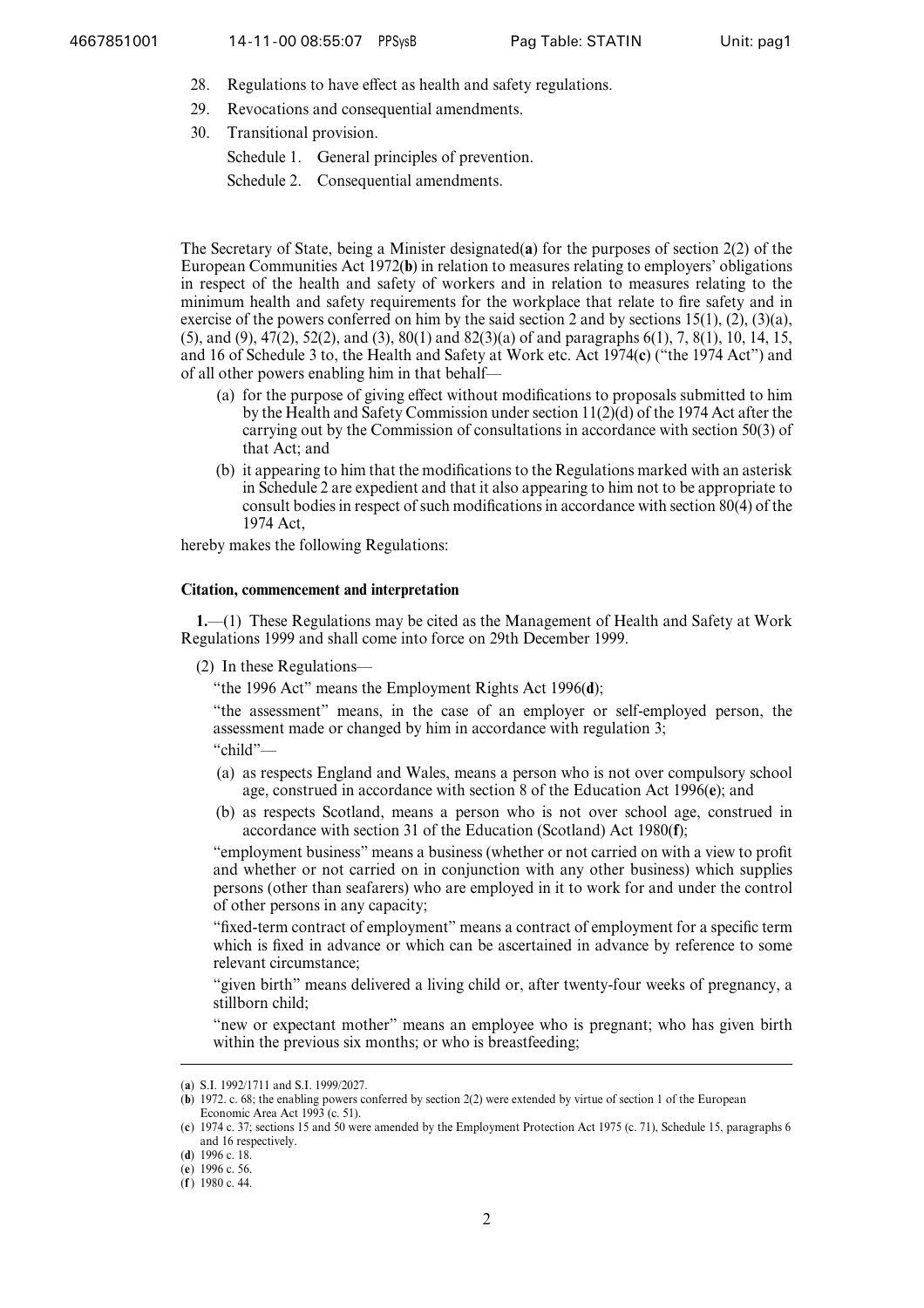28. Regulations to have effect as health and safety regulations.
29. Revocations and consequential amendments.
30. Transitional provision.

Schedule 1. General principles of prevention.

Schedule 2. Consequential amendments.

The Secretary of State, being a Minister designated([a]) for the purposes of section 2(2) of the European Communities Act 1972([b]) in relation to measures relating to employers' obligations in respect of the health and safety of workers and in relation to measures relating to the minimum health and safety requirements for the workplace that relate to fire safety and in exercise of the powers conferred on him by the said section 2 and by sections 15(1), (2), (3)(a), (5), and (9), 47(2), 52(2), and (3), 80(1) and 82(3)(a) of and paragraphs 6(1), 7, 8(1), 10, 14, 15, and 16 of Schedule 3 to, the Health and Safety at Work etc. Act 1974([c]) ("the 1974 Act") and of all other powers enabling him in that behalf—

(a) for the purpose of giving effect without modifications to proposals submitted to him by the Health and Safety Commission under section 11(2)(d) of the 1974 Act after the carrying out by the Commission of consultations in accordance with section 50(3) of that Act; and

(b) it appearing to him that the modifications to the Regulations marked with an asterisk in Schedule 2 are expedient and that it also appearing to him not to be appropriate to consult bodies in respect of such modifications in accordance with section 80(4) of the 1974 Act,

hereby makes the following Regulations:

**Citation, commencement and interpretation**

**1.**—(1) These Regulations may be cited as the Management of Health and Safety at Work Regulations 1999 and shall come into force on 29th December 1999.

(2) In these Regulations—

"the 1996 Act" means the Employment Rights Act 1996([d]);

"the assessment" means, in the case of an employer or self-employed person, the assessment made or changed by him in accordance with regulation 3;

"child"—

(a) as respects England and Wales, means a person who is not over compulsory school age, construed in accordance with section 8 of the Education Act 1996([e]); and

(b) as respects Scotland, means a person who is not over school age, construed in accordance with section 31 of the Education (Scotland) Act 1980([f]);

"employment business" means a business (whether or not carried on with a view to profit and whether or not carried on in conjunction with any other business) which supplies persons (other than seafarers) who are employed in it to work for and under the control of other persons in any capacity;

"fixed-term contract of employment" means a contract of employment for a specific term which is fixed in advance or which can be ascertained in advance by reference to some relevant circumstance;

"given birth" means delivered a living child or, after twenty-four weeks of pregnancy, a stillborn child;

"new or expectant mother" means an employee who is pregnant; who has given birth within the previous six months; or who is breastfeeding;

---

([a]) S.I. 1992/1711 and S.I. 1999/2027.

([b]) 1972. c. 68; the enabling powers conferred by section 2(2) were extended by virtue of section 1 of the European Economic Area Act 1993 (c. 51).

([c]) 1974 c. 37; sections 15 and 50 were amended by the Employment Protection Act 1975 (c. 71), Schedule 15, paragraphs 6 and 16 respectively.

([d]) 1996 c. 18.

([e]) 1996 c. 56.

([f]) 1980 c. 44.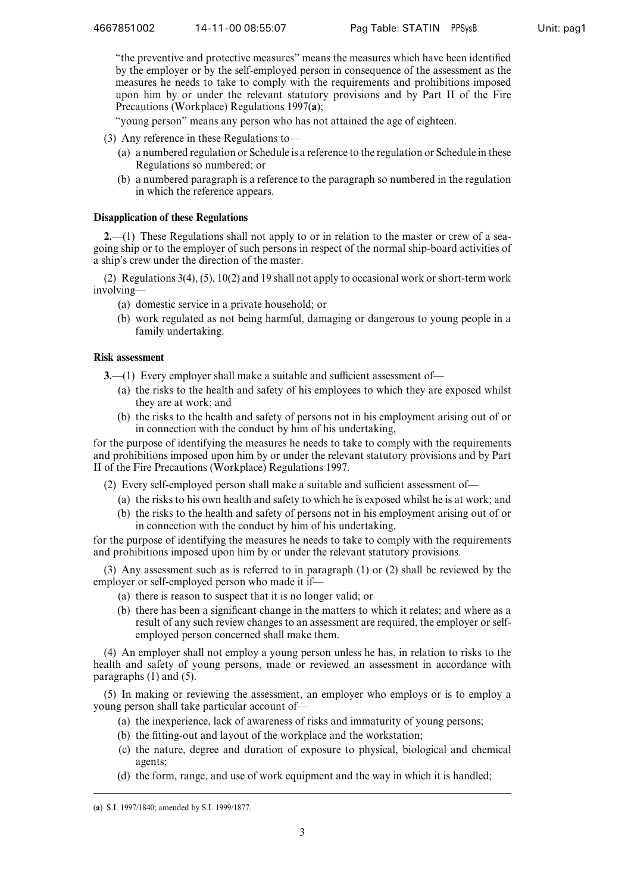"the preventive and protective measures" means the measures which have been identified by the employer or by the self-employed person in consequence of the assessment as the measures he needs to take to comply with the requirements and prohibitions imposed upon him by or under the relevant statutory provisions and by Part II of the Fire Precautions (Workplace) Regulations 1997(**a**);

"young person" means any person who has not attained the age of eighteen.

(3) Any reference in these Regulations to—

(a) a numbered regulation or Schedule is a reference to the regulation or Schedule in these Regulations so numbered; or

(b) a numbered paragraph is a reference to the paragraph so numbered in the regulation in which the reference appears.

**Disapplication of these Regulations**

**2.**—(1) These Regulations shall not apply to or in relation to the master or crew of a sea-going ship or to the employer of such persons in respect of the normal ship-board activities of a ship's crew under the direction of the master.

(2) Regulations 3(4), (5), 10(2) and 19 shall not apply to occasional work or short-term work involving—

(a) domestic service in a private household; or

(b) work regulated as not being harmful, damaging or dangerous to young people in a family undertaking.

**Risk assessment**

**3.**—(1) Every employer shall make a suitable and sufficient assessment of—

(a) the risks to the health and safety of his employees to which they are exposed whilst they are at work; and

(b) the risks to the health and safety of persons not in his employment arising out of or in connection with the conduct by him of his undertaking,

for the purpose of identifying the measures he needs to take to comply with the requirements and prohibitions imposed upon him by or under the relevant statutory provisions and by Part II of the Fire Precautions (Workplace) Regulations 1997.

(2) Every self-employed person shall make a suitable and sufficient assessment of—

(a) the risks to his own health and safety to which he is exposed whilst he is at work; and

(b) the risks to the health and safety of persons not in his employment arising out of or in connection with the conduct by him of his undertaking,

for the purpose of identifying the measures he needs to take to comply with the requirements and prohibitions imposed upon him by or under the relevant statutory provisions.

(3) Any assessment such as is referred to in paragraph (1) or (2) shall be reviewed by the employer or self-employed person who made it if—

(a) there is reason to suspect that it is no longer valid; or

(b) there has been a significant change in the matters to which it relates; and where as a result of any such review changes to an assessment are required, the employer or self-employed person concerned shall make them.

(4) An employer shall not employ a young person unless he has, in relation to risks to the health and safety of young persons, made or reviewed an assessment in accordance with paragraphs (1) and (5).

(5) In making or reviewing the assessment, an employer who employs or is to employ a young person shall take particular account of—

(a) the inexperience, lack of awareness of risks and immaturity of young persons;

(b) the fitting-out and layout of the workplace and the workstation;

(c) the nature, degree and duration of exposure to physical, biological and chemical agents;

(d) the form, range, and use of work equipment and the way in which it is handled;

---

(**a**) S.I. 1997/1840; amended by S.I. 1999/1877.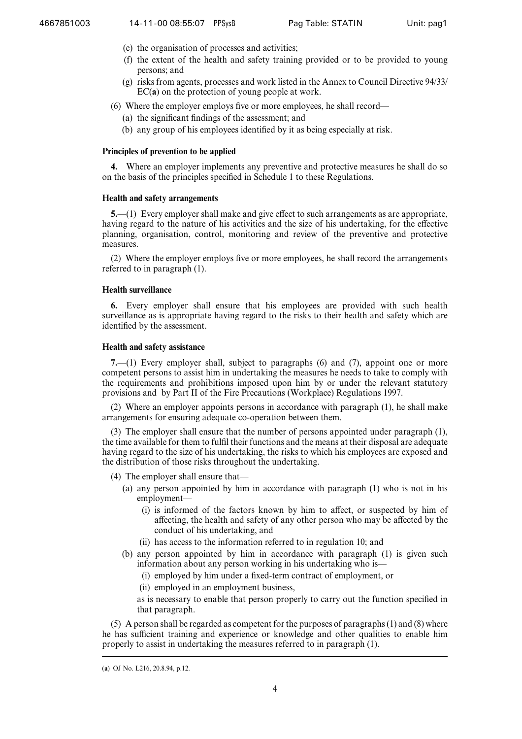(e) the organisation of processes and activities;

(f) the extent of the health and safety training provided or to be provided to young persons; and

(g) risks from agents, processes and work listed in the Annex to Council Directive 94/33/EC(**a**) on the protection of young people at work.

(6) Where the employer employs five or more employees, he shall record—

(a) the significant findings of the assessment; and

(b) any group of his employees identified by it as being especially at risk.

**Principles of prevention to be applied**

**4.** Where an employer implements any preventive and protective measures he shall do so on the basis of the principles specified in Schedule 1 to these Regulations.

**Health and safety arrangements**

**5.**—(1) Every employer shall make and give effect to such arrangements as are appropriate, having regard to the nature of his activities and the size of his undertaking, for the effective planning, organisation, control, monitoring and review of the preventive and protective measures.

(2) Where the employer employs five or more employees, he shall record the arrangements referred to in paragraph (1).

**Health surveillance**

**6.** Every employer shall ensure that his employees are provided with such health surveillance as is appropriate having regard to the risks to their health and safety which are identified by the assessment.

**Health and safety assistance**

**7.**—(1) Every employer shall, subject to paragraphs (6) and (7), appoint one or more competent persons to assist him in undertaking the measures he needs to take to comply with the requirements and prohibitions imposed upon him by or under the relevant statutory provisions and by Part II of the Fire Precautions (Workplace) Regulations 1997.

(2) Where an employer appoints persons in accordance with paragraph (1), he shall make arrangements for ensuring adequate co-operation between them.

(3) The employer shall ensure that the number of persons appointed under paragraph (1), the time available for them to fulfil their functions and the means at their disposal are adequate having regard to the size of his undertaking, the risks to which his employees are exposed and the distribution of those risks throughout the undertaking.

(4) The employer shall ensure that—

(a) any person appointed by him in accordance with paragraph (1) who is not in his employment—

(i) is informed of the factors known by him to affect, or suspected by him of affecting, the health and safety of any other person who may be affected by the conduct of his undertaking, and

(ii) has access to the information referred to in regulation 10; and

(b) any person appointed by him in accordance with paragraph (1) is given such information about any person working in his undertaking who is—

(i) employed by him under a fixed-term contract of employment, or

(ii) employed in an employment business,

as is necessary to enable that person properly to carry out the function specified in that paragraph.

(5) A person shall be regarded as competent for the purposes of paragraphs (1) and (8) where he has sufficient training and experience or knowledge and other qualities to enable him properly to assist in undertaking the measures referred to in paragraph (1).

---

(**a**) OJ No. L216, 20.8.94, p.12.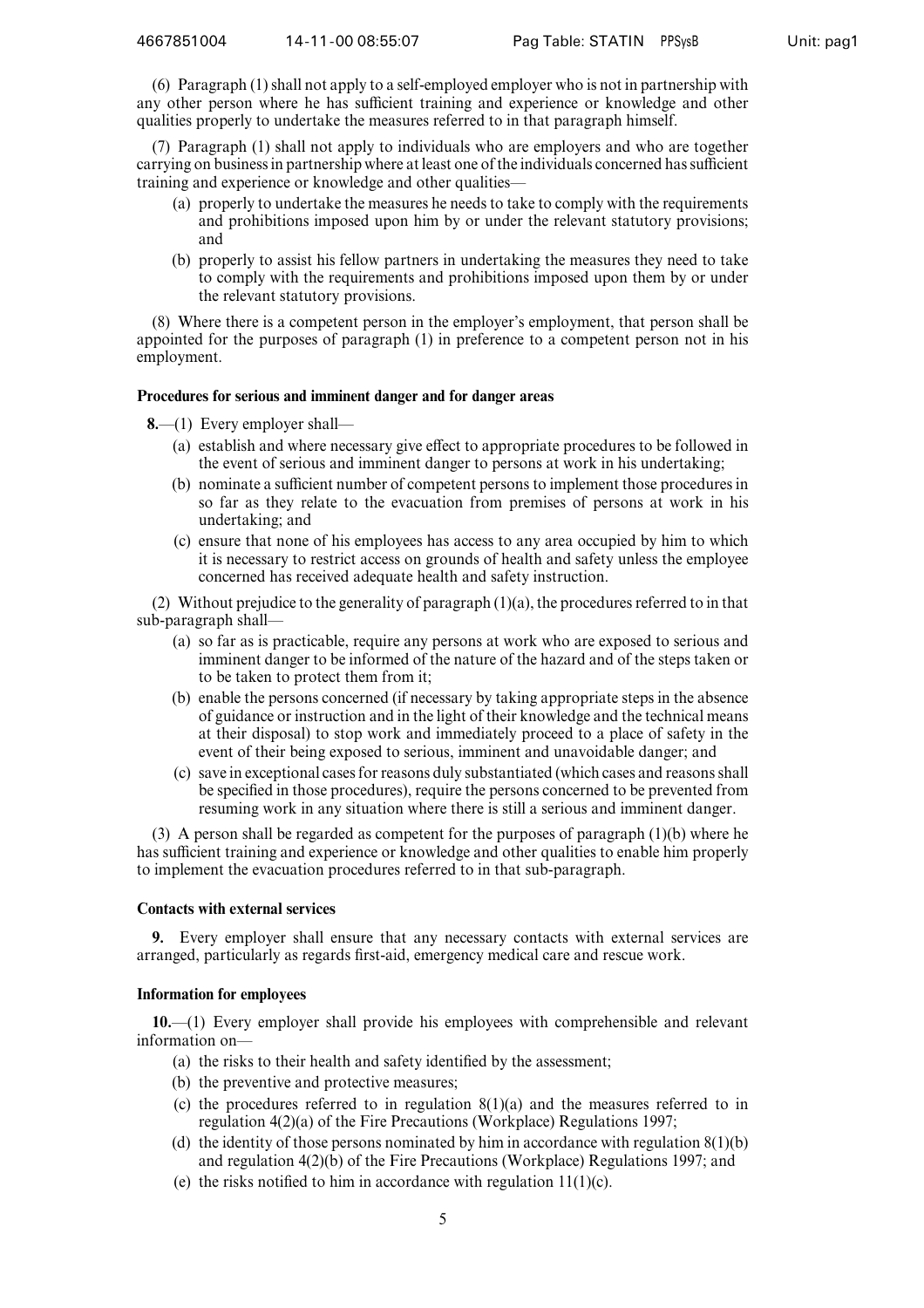(6) Paragraph (1) shall not apply to a self-employed employer who is not in partnership with any other person where he has sufficient training and experience or knowledge and other qualities properly to undertake the measures referred to in that paragraph himself.

(7) Paragraph (1) shall not apply to individuals who are employers and who are together carrying on business in partnership where at least one of the individuals concerned has sufficient training and experience or knowledge and other qualities—

- (a) properly to undertake the measures he needs to take to comply with the requirements and prohibitions imposed upon him by or under the relevant statutory provisions; and
- (b) properly to assist his fellow partners in undertaking the measures they need to take to comply with the requirements and prohibitions imposed upon them by or under the relevant statutory provisions.

(8) Where there is a competent person in the employer's employment, that person shall be appointed for the purposes of paragraph (1) in preference to a competent person not in his employment.

**Procedures for serious and imminent danger and for danger areas**

**8.**—(1) Every employer shall—

- (a) establish and where necessary give effect to appropriate procedures to be followed in the event of serious and imminent danger to persons at work in his undertaking;
- (b) nominate a sufficient number of competent persons to implement those procedures in so far as they relate to the evacuation from premises of persons at work in his undertaking; and
- (c) ensure that none of his employees has access to any area occupied by him to which it is necessary to restrict access on grounds of health and safety unless the employee concerned has received adequate health and safety instruction.

(2) Without prejudice to the generality of paragraph (1)(a), the procedures referred to in that sub-paragraph shall—

- (a) so far as is practicable, require any persons at work who are exposed to serious and imminent danger to be informed of the nature of the hazard and of the steps taken or to be taken to protect them from it;
- (b) enable the persons concerned (if necessary by taking appropriate steps in the absence of guidance or instruction and in the light of their knowledge and the technical means at their disposal) to stop work and immediately proceed to a place of safety in the event of their being exposed to serious, imminent and unavoidable danger; and
- (c) save in exceptional cases for reasons duly substantiated (which cases and reasons shall be specified in those procedures), require the persons concerned to be prevented from resuming work in any situation where there is still a serious and imminent danger.

(3) A person shall be regarded as competent for the purposes of paragraph (1)(b) where he has sufficient training and experience or knowledge and other qualities to enable him properly to implement the evacuation procedures referred to in that sub-paragraph.

**Contacts with external services**

**9.** Every employer shall ensure that any necessary contacts with external services are arranged, particularly as regards first-aid, emergency medical care and rescue work.

**Information for employees**

**10.**—(1) Every employer shall provide his employees with comprehensible and relevant information on—

- (a) the risks to their health and safety identified by the assessment;
- (b) the preventive and protective measures;
- (c) the procedures referred to in regulation 8(1)(a) and the measures referred to in regulation 4(2)(a) of the Fire Precautions (Workplace) Regulations 1997;
- (d) the identity of those persons nominated by him in accordance with regulation 8(1)(b) and regulation 4(2)(b) of the Fire Precautions (Workplace) Regulations 1997; and
- (e) the risks notified to him in accordance with regulation 11(1)(c).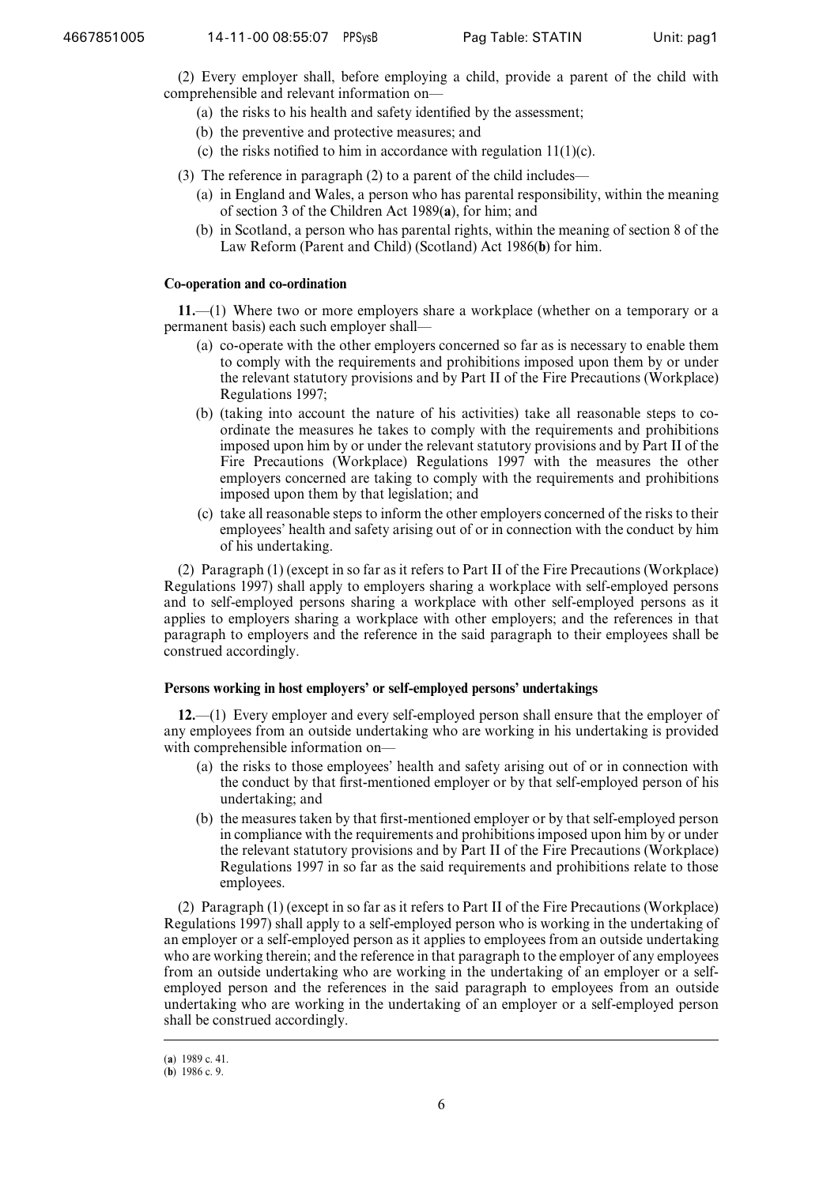(2) Every employer shall, before employing a child, provide a parent of the child with comprehensible and relevant information on—

- (a) the risks to his health and safety identified by the assessment;
- (b) the preventive and protective measures; and
- (c) the risks notified to him in accordance with regulation 11(1)(c).

(3) The reference in paragraph (2) to a parent of the child includes—

- (a) in England and Wales, a person who has parental responsibility, within the meaning of section 3 of the Children Act 1989(**a**), for him; and
- (b) in Scotland, a person who has parental rights, within the meaning of section 8 of the Law Reform (Parent and Child) (Scotland) Act 1986(**b**) for him.

#### Co-operation and co-ordination

**11.**—(1) Where two or more employers share a workplace (whether on a temporary or a permanent basis) each such employer shall—

- (a) co-operate with the other employers concerned so far as is necessary to enable them to comply with the requirements and prohibitions imposed upon them by or under the relevant statutory provisions and by Part II of the Fire Precautions (Workplace) Regulations 1997;
- (b) (taking into account the nature of his activities) take all reasonable steps to co-ordinate the measures he takes to comply with the requirements and prohibitions imposed upon him by or under the relevant statutory provisions and by Part II of the Fire Precautions (Workplace) Regulations 1997 with the measures the other employers concerned are taking to comply with the requirements and prohibitions imposed upon them by that legislation; and
- (c) take all reasonable steps to inform the other employers concerned of the risks to their employees' health and safety arising out of or in connection with the conduct by him of his undertaking.

(2) Paragraph (1) (except in so far as it refers to Part II of the Fire Precautions (Workplace) Regulations 1997) shall apply to employers sharing a workplace with self-employed persons and to self-employed persons sharing a workplace with other self-employed persons as it applies to employers sharing a workplace with other employers; and the references in that paragraph to employers and the reference in the said paragraph to their employees shall be construed accordingly.

#### Persons working in host employers' or self-employed persons' undertakings

**12.**—(1) Every employer and every self-employed person shall ensure that the employer of any employees from an outside undertaking who are working in his undertaking is provided with comprehensible information on—

- (a) the risks to those employees' health and safety arising out of or in connection with the conduct by that first-mentioned employer or by that self-employed person of his undertaking; and
- (b) the measures taken by that first-mentioned employer or by that self-employed person in compliance with the requirements and prohibitions imposed upon him by or under the relevant statutory provisions and by Part II of the Fire Precautions (Workplace) Regulations 1997 in so far as the said requirements and prohibitions relate to those employees.

(2) Paragraph (1) (except in so far as it refers to Part II of the Fire Precautions (Workplace) Regulations 1997) shall apply to a self-employed person who is working in the undertaking of an employer or a self-employed person as it applies to employees from an outside undertaking who are working therein; and the reference in that paragraph to the employer of any employees from an outside undertaking who are working in the undertaking of an employer or a self-employed person and the references in the said paragraph to employees from an outside undertaking who are working in the undertaking of an employer or a self-employed person shall be construed accordingly.

---

(**a**) 1989 c. 41.
(**b**) 1986 c. 9.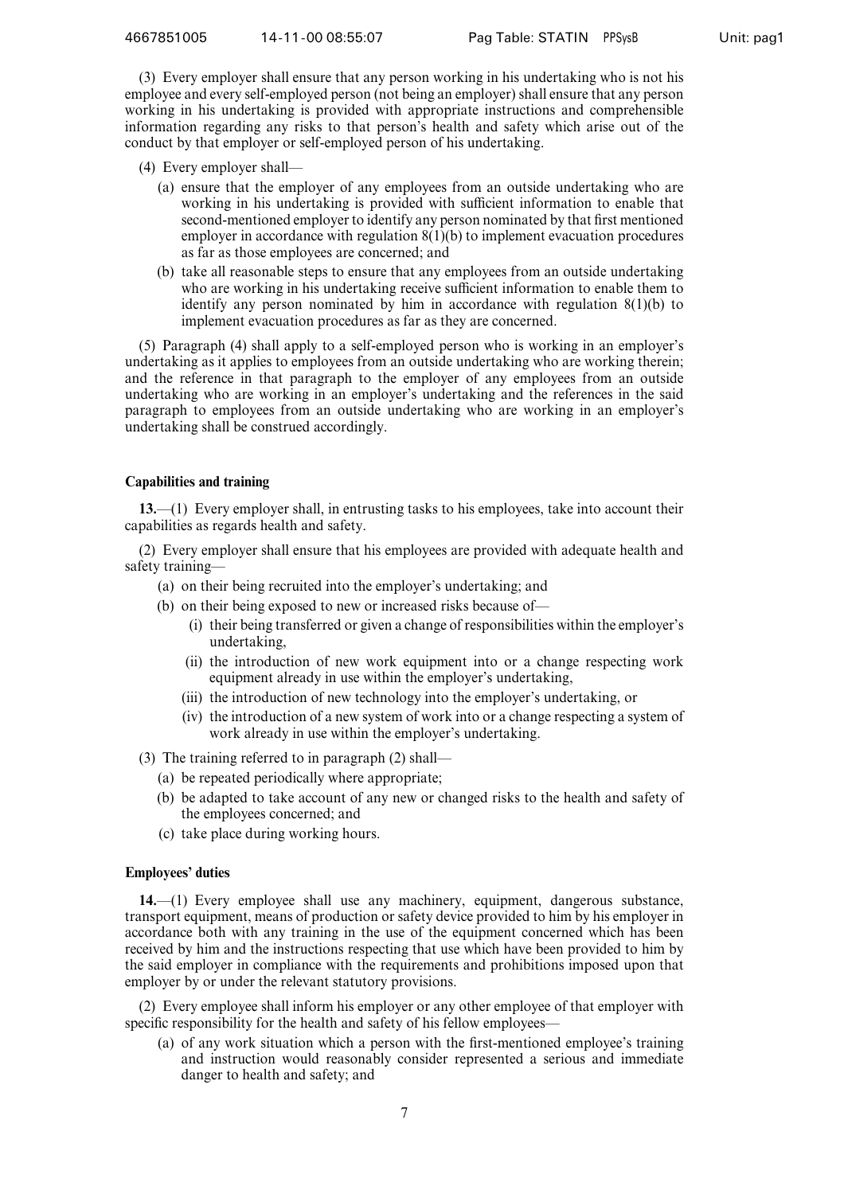(3) Every employer shall ensure that any person working in his undertaking who is not his employee and every self-employed person (not being an employer) shall ensure that any person working in his undertaking is provided with appropriate instructions and comprehensible information regarding any risks to that person's health and safety which arise out of the conduct by that employer or self-employed person of his undertaking.

(4) Every employer shall—

(a) ensure that the employer of any employees from an outside undertaking who are working in his undertaking is provided with sufficient information to enable that second-mentioned employer to identify any person nominated by that first mentioned employer in accordance with regulation 8(1)(b) to implement evacuation procedures as far as those employees are concerned; and

(b) take all reasonable steps to ensure that any employees from an outside undertaking who are working in his undertaking receive sufficient information to enable them to identify any person nominated by him in accordance with regulation 8(1)(b) to implement evacuation procedures as far as they are concerned.

(5) Paragraph (4) shall apply to a self-employed person who is working in an employer's undertaking as it applies to employees from an outside undertaking who are working therein; and the reference in that paragraph to the employer of any employees from an outside undertaking who are working in an employer's undertaking and the references in the said paragraph to employees from an outside undertaking who are working in an employer's undertaking shall be construed accordingly.

**Capabilities and training**

**13.**—(1) Every employer shall, in entrusting tasks to his employees, take into account their capabilities as regards health and safety.

(2) Every employer shall ensure that his employees are provided with adequate health and safety training—

(a) on their being recruited into the employer's undertaking; and

(b) on their being exposed to new or increased risks because of—

(i) their being transferred or given a change of responsibilities within the employer's undertaking,

(ii) the introduction of new work equipment into or a change respecting work equipment already in use within the employer's undertaking,

(iii) the introduction of new technology into the employer's undertaking, or

(iv) the introduction of a new system of work into or a change respecting a system of work already in use within the employer's undertaking.

(3) The training referred to in paragraph (2) shall—

(a) be repeated periodically where appropriate;

(b) be adapted to take account of any new or changed risks to the health and safety of the employees concerned; and

(c) take place during working hours.

**Employees' duties**

**14.**—(1) Every employee shall use any machinery, equipment, dangerous substance, transport equipment, means of production or safety device provided to him by his employer in accordance both with any training in the use of the equipment concerned which has been received by him and the instructions respecting that use which have been provided to him by the said employer in compliance with the requirements and prohibitions imposed upon that employer by or under the relevant statutory provisions.

(2) Every employee shall inform his employer or any other employee of that employer with specific responsibility for the health and safety of his fellow employees—

(a) of any work situation which a person with the first-mentioned employee's training and instruction would reasonably consider represented a serious and immediate danger to health and safety; and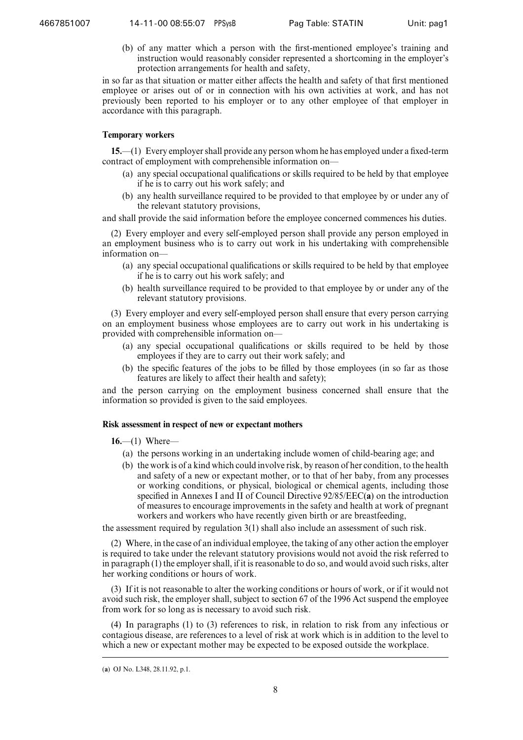(b) of any matter which a person with the first-mentioned employee's training and instruction would reasonably consider represented a shortcoming in the employer's protection arrangements for health and safety,

in so far as that situation or matter either affects the health and safety of that first mentioned employee or arises out of or in connection with his own activities at work, and has not previously been reported to his employer or to any other employee of that employer in accordance with this paragraph.

**Temporary workers**

**15.**—(1) Every employer shall provide any person whom he has employed under a fixed-term contract of employment with comprehensible information on—

(a) any special occupational qualifications or skills required to be held by that employee if he is to carry out his work safely; and

(b) any health surveillance required to be provided to that employee by or under any of the relevant statutory provisions,

and shall provide the said information before the employee concerned commences his duties.

(2) Every employer and every self-employed person shall provide any person employed in an employment business who is to carry out work in his undertaking with comprehensible information on—

(a) any special occupational qualifications or skills required to be held by that employee if he is to carry out his work safely; and

(b) health surveillance required to be provided to that employee by or under any of the relevant statutory provisions.

(3) Every employer and every self-employed person shall ensure that every person carrying on an employment business whose employees are to carry out work in his undertaking is provided with comprehensible information on—

(a) any special occupational qualifications or skills required to be held by those employees if they are to carry out their work safely; and

(b) the specific features of the jobs to be filled by those employees (in so far as those features are likely to affect their health and safety);

and the person carrying on the employment business concerned shall ensure that the information so provided is given to the said employees.

**Risk assessment in respect of new or expectant mothers**

**16.**—(1) Where—

(a) the persons working in an undertaking include women of child-bearing age; and

(b) the work is of a kind which could involve risk, by reason of her condition, to the health and safety of a new or expectant mother, or to that of her baby, from any processes or working conditions, or physical, biological or chemical agents, including those specified in Annexes I and II of Council Directive 92/85/EEC(**a**) on the introduction of measures to encourage improvements in the safety and health at work of pregnant workers and workers who have recently given birth or are breastfeeding,

the assessment required by regulation 3(1) shall also include an assessment of such risk.

(2) Where, in the case of an individual employee, the taking of any other action the employer is required to take under the relevant statutory provisions would not avoid the risk referred to in paragraph (1) the employer shall, if it is reasonable to do so, and would avoid such risks, alter her working conditions or hours of work.

(3) If it is not reasonable to alter the working conditions or hours of work, or if it would not avoid such risk, the employer shall, subject to section 67 of the 1996 Act suspend the employee from work for so long as is necessary to avoid such risk.

(4) In paragraphs (1) to (3) references to risk, in relation to risk from any infectious or contagious disease, are references to a level of risk at work which is in addition to the level to which a new or expectant mother may be expected to be exposed outside the workplace.

---

(**a**) OJ No. L348, 28.11.92, p.1.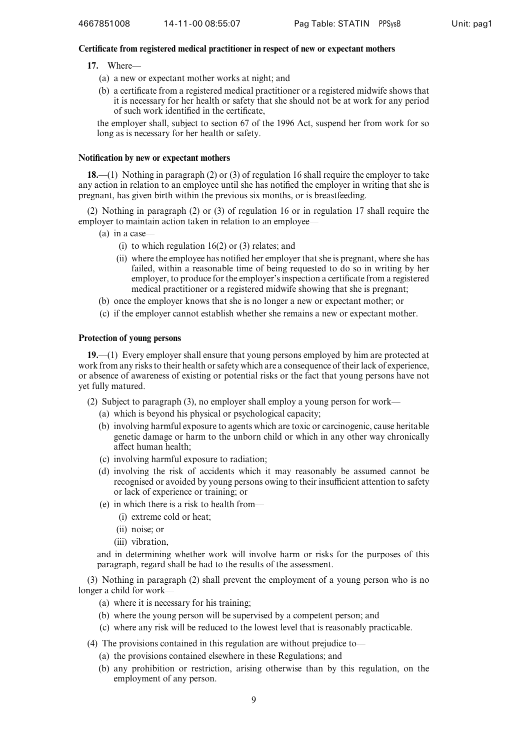### Certificate from registered medical practitioner in respect of new or expectant mothers

**17.** Where—

(a) a new or expectant mother works at night; and

(b) a certificate from a registered medical practitioner or a registered midwife shows that it is necessary for her health or safety that she should not be at work for any period of such work identified in the certificate,

the employer shall, subject to section 67 of the 1996 Act, suspend her from work for so long as is necessary for her health or safety.

### Notification by new or expectant mothers

**18.**—(1) Nothing in paragraph (2) or (3) of regulation 16 shall require the employer to take any action in relation to an employee until she has notified the employer in writing that she is pregnant, has given birth within the previous six months, or is breastfeeding.

(2) Nothing in paragraph (2) or (3) of regulation 16 or in regulation 17 shall require the employer to maintain action taken in relation to an employee—

(a) in a case—

(i) to which regulation 16(2) or (3) relates; and

(ii) where the employee has notified her employer that she is pregnant, where she has failed, within a reasonable time of being requested to do so in writing by her employer, to produce for the employer's inspection a certificate from a registered medical practitioner or a registered midwife showing that she is pregnant;

(b) once the employer knows that she is no longer a new or expectant mother; or

(c) if the employer cannot establish whether she remains a new or expectant mother.

### Protection of young persons

**19.**—(1) Every employer shall ensure that young persons employed by him are protected at work from any risks to their health or safety which are a consequence of their lack of experience, or absence of awareness of existing or potential risks or the fact that young persons have not yet fully matured.

(2) Subject to paragraph (3), no employer shall employ a young person for work—

(a) which is beyond his physical or psychological capacity;

(b) involving harmful exposure to agents which are toxic or carcinogenic, cause heritable genetic damage or harm to the unborn child or which in any other way chronically affect human health;

(c) involving harmful exposure to radiation;

(d) involving the risk of accidents which it may reasonably be assumed cannot be recognised or avoided by young persons owing to their insufficient attention to safety or lack of experience or training; or

(e) in which there is a risk to health from—

(i) extreme cold or heat;

(ii) noise; or

(iii) vibration,

and in determining whether work will involve harm or risks for the purposes of this paragraph, regard shall be had to the results of the assessment.

(3) Nothing in paragraph (2) shall prevent the employment of a young person who is no longer a child for work—

(a) where it is necessary for his training;

(b) where the young person will be supervised by a competent person; and

(c) where any risk will be reduced to the lowest level that is reasonably practicable.

(4) The provisions contained in this regulation are without prejudice to—

(a) the provisions contained elsewhere in these Regulations; and

(b) any prohibition or restriction, arising otherwise than by this regulation, on the employment of any person.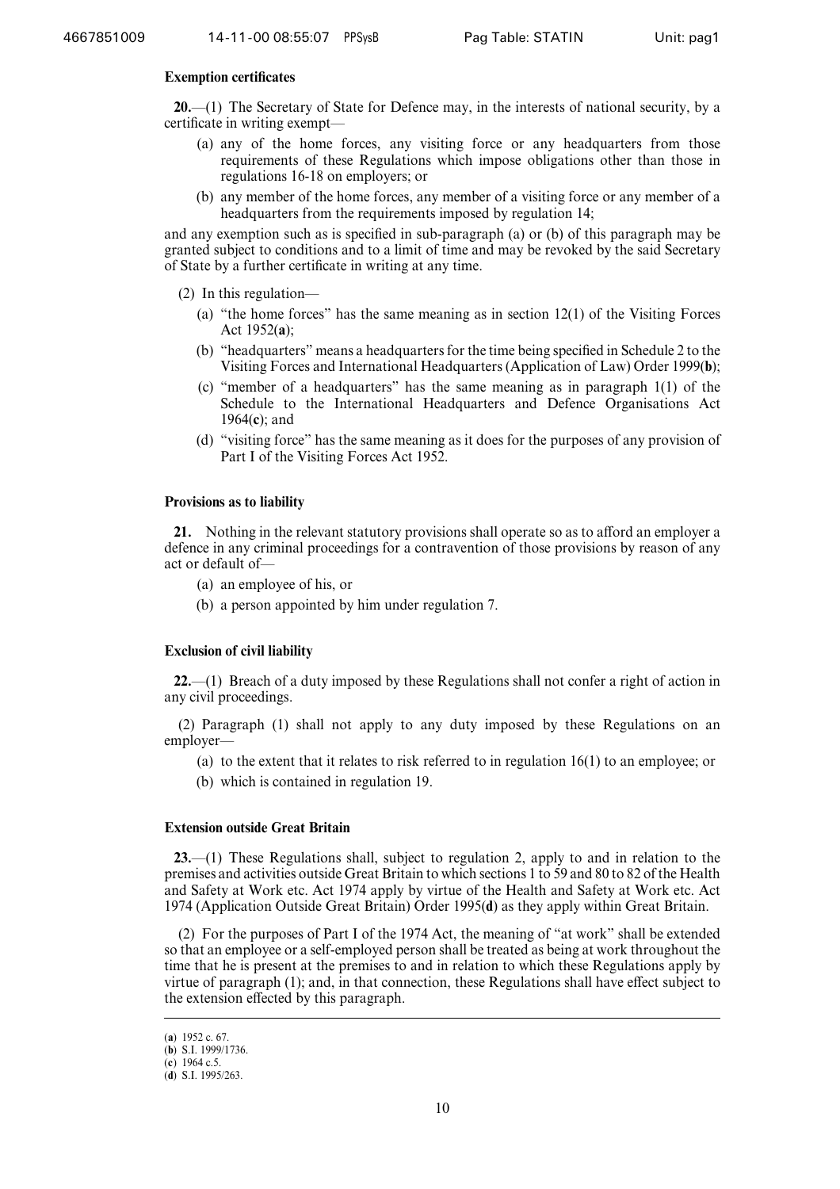**Exemption certificates**

**20.**—(1) The Secretary of State for Defence may, in the interests of national security, by a certificate in writing exempt—

(a) any of the home forces, any visiting force or any headquarters from those requirements of these Regulations which impose obligations other than those in regulations 16-18 on employers; or

(b) any member of the home forces, any member of a visiting force or any member of a headquarters from the requirements imposed by regulation 14;

and any exemption such as is specified in sub-paragraph (a) or (b) of this paragraph may be granted subject to conditions and to a limit of time and may be revoked by the said Secretary of State by a further certificate in writing at any time.

(2) In this regulation—

(a) "the home forces" has the same meaning as in section 12(1) of the Visiting Forces Act 1952(**a**);

(b) "headquarters" means a headquarters for the time being specified in Schedule 2 to the Visiting Forces and International Headquarters (Application of Law) Order 1999(**b**);

(c) "member of a headquarters" has the same meaning as in paragraph 1(1) of the Schedule to the International Headquarters and Defence Organisations Act 1964(**c**); and

(d) "visiting force" has the same meaning as it does for the purposes of any provision of Part I of the Visiting Forces Act 1952.

**Provisions as to liability**

**21.** Nothing in the relevant statutory provisions shall operate so as to afford an employer a defence in any criminal proceedings for a contravention of those provisions by reason of any act or default of—

(a) an employee of his, or

(b) a person appointed by him under regulation 7.

**Exclusion of civil liability**

**22.**—(1) Breach of a duty imposed by these Regulations shall not confer a right of action in any civil proceedings.

(2) Paragraph (1) shall not apply to any duty imposed by these Regulations on an employer—

(a) to the extent that it relates to risk referred to in regulation 16(1) to an employee; or

(b) which is contained in regulation 19.

**Extension outside Great Britain**

**23.**—(1) These Regulations shall, subject to regulation 2, apply to and in relation to the premises and activities outside Great Britain to which sections 1 to 59 and 80 to 82 of the Health and Safety at Work etc. Act 1974 apply by virtue of the Health and Safety at Work etc. Act 1974 (Application Outside Great Britain) Order 1995(**d**) as they apply within Great Britain.

(2) For the purposes of Part I of the 1974 Act, the meaning of "at work" shall be extended so that an employee or a self-employed person shall be treated as being at work throughout the time that he is present at the premises to and in relation to which these Regulations apply by virtue of paragraph (1); and, in that connection, these Regulations shall have effect subject to the extension effected by this paragraph.

---

(**a**) 1952 c. 67.
(**b**) S.I. 1999/1736.
(**c**) 1964 c.5.
(**d**) S.I. 1995/263.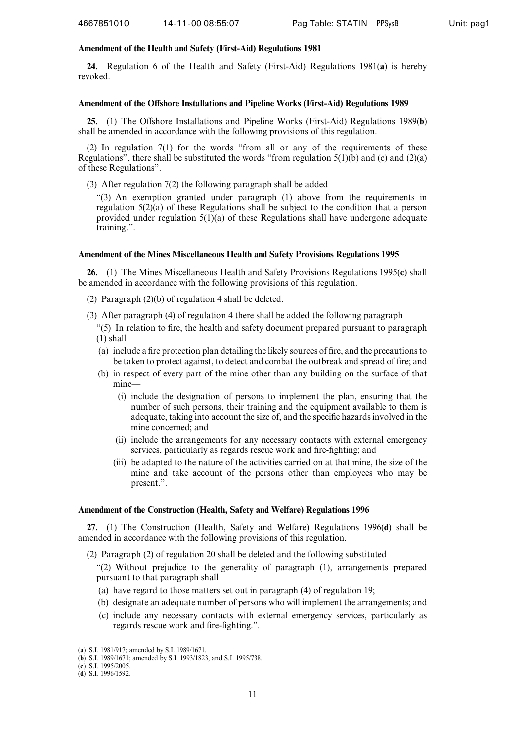### Amendment of the Health and Safety (First-Aid) Regulations 1981

**24.** Regulation 6 of the Health and Safety (First-Aid) Regulations 1981(**a**) is hereby revoked.

### Amendment of the Offshore Installations and Pipeline Works (First-Aid) Regulations 1989

**25.**—(1) The Offshore Installations and Pipeline Works (First-Aid) Regulations 1989(**b**) shall be amended in accordance with the following provisions of this regulation.

(2) In regulation 7(1) for the words "from all or any of the requirements of these Regulations", there shall be substituted the words "from regulation 5(1)(b) and (c) and (2)(a) of these Regulations".

(3) After regulation 7(2) the following paragraph shall be added—

"(3) An exemption granted under paragraph (1) above from the requirements in regulation 5(2)(a) of these Regulations shall be subject to the condition that a person provided under regulation 5(1)(a) of these Regulations shall have undergone adequate training.".

### Amendment of the Mines Miscellaneous Health and Safety Provisions Regulations 1995

**26.**—(1) The Mines Miscellaneous Health and Safety Provisions Regulations 1995(**c**) shall be amended in accordance with the following provisions of this regulation.

(2) Paragraph (2)(b) of regulation 4 shall be deleted.

(3) After paragraph (4) of regulation 4 there shall be added the following paragraph—

"(5) In relation to fire, the health and safety document prepared pursuant to paragraph (1) shall—

(a) include a fire protection plan detailing the likely sources of fire, and the precautions to be taken to protect against, to detect and combat the outbreak and spread of fire; and

(b) in respect of every part of the mine other than any building on the surface of that mine—

(i) include the designation of persons to implement the plan, ensuring that the number of such persons, their training and the equipment available to them is adequate, taking into account the size of, and the specific hazards involved in the mine concerned; and

(ii) include the arrangements for any necessary contacts with external emergency services, particularly as regards rescue work and fire-fighting; and

(iii) be adapted to the nature of the activities carried on at that mine, the size of the mine and take account of the persons other than employees who may be present.".

### Amendment of the Construction (Health, Safety and Welfare) Regulations 1996

**27.**—(1) The Construction (Health, Safety and Welfare) Regulations 1996(**d**) shall be amended in accordance with the following provisions of this regulation.

(2) Paragraph (2) of regulation 20 shall be deleted and the following substituted—

"(2) Without prejudice to the generality of paragraph (1), arrangements prepared pursuant to that paragraph shall—

(a) have regard to those matters set out in paragraph (4) of regulation 19;

(b) designate an adequate number of persons who will implement the arrangements; and

(c) include any necessary contacts with external emergency services, particularly as regards rescue work and fire-fighting.".

---

(**a**) S.I. 1981/917; amended by S.I. 1989/1671.
(**b**) S.I. 1989/1671; amended by S.I. 1993/1823, and S.I. 1995/738.
(**c**) S.I. 1995/2005.
(**d**) S.I. 1996/1592.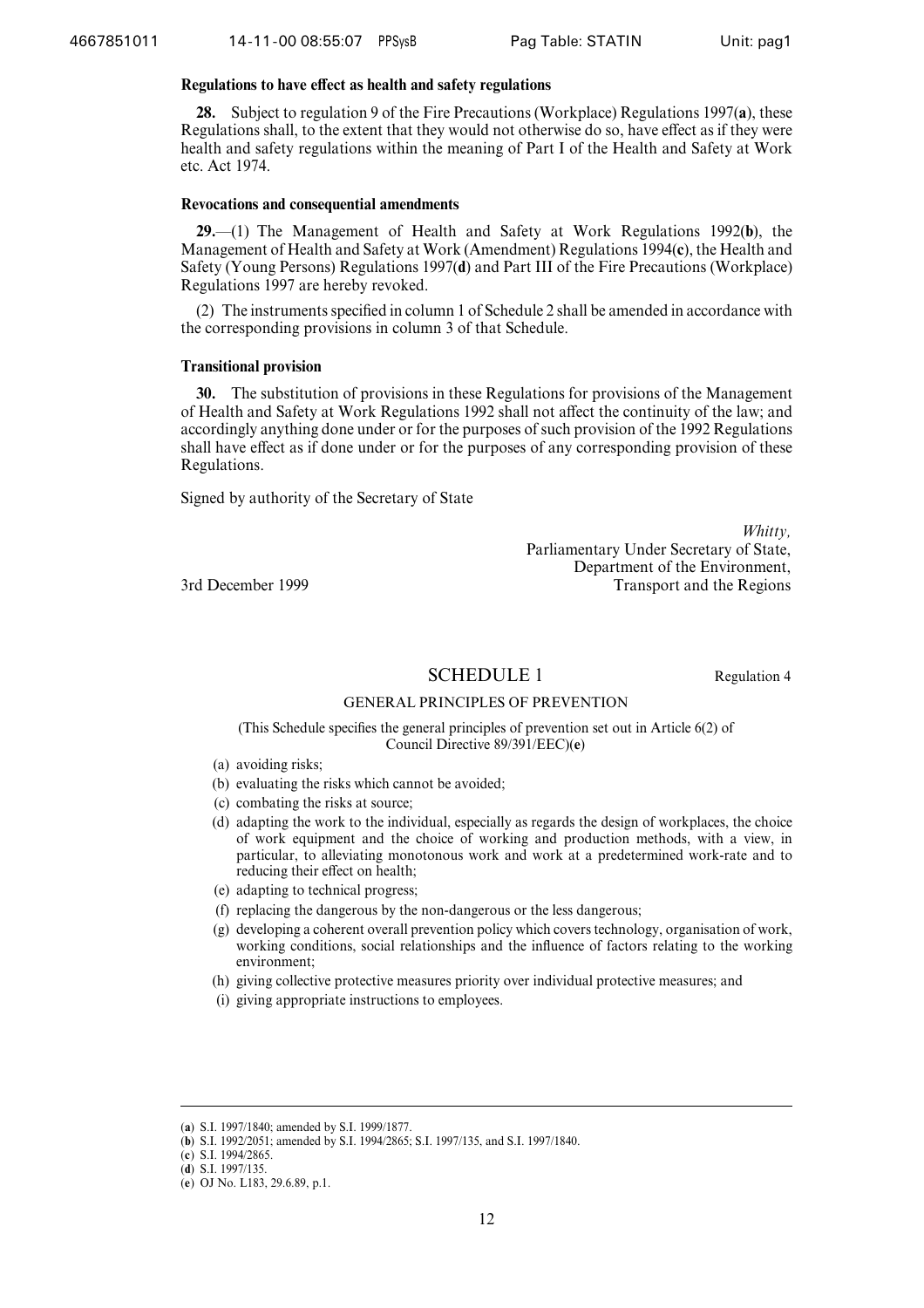#### Regulations to have effect as health and safety regulations

**28.** Subject to regulation 9 of the Fire Precautions (Workplace) Regulations 1997(**a**), these Regulations shall, to the extent that they would not otherwise do so, have effect as if they were health and safety regulations within the meaning of Part I of the Health and Safety at Work etc. Act 1974.

#### Revocations and consequential amendments

**29.**—(1) The Management of Health and Safety at Work Regulations 1992(**b**), the Management of Health and Safety at Work (Amendment) Regulations 1994(**c**), the Health and Safety (Young Persons) Regulations 1997(**d**) and Part III of the Fire Precautions (Workplace) Regulations 1997 are hereby revoked.

(2) The instruments specified in column 1 of Schedule 2 shall be amended in accordance with the corresponding provisions in column 3 of that Schedule.

#### Transitional provision

**30.** The substitution of provisions in these Regulations for provisions of the Management of Health and Safety at Work Regulations 1992 shall not affect the continuity of the law; and accordingly anything done under or for the purposes of such provision of the 1992 Regulations shall have effect as if done under or for the purposes of any corresponding provision of these Regulations.

Signed by authority of the Secretary of State

*Whitty,*
Parliamentary Under Secretary of State,
Department of the Environment,
Transport and the Regions

3rd December 1999

## SCHEDULE 1

Regulation 4

GENERAL PRINCIPLES OF PREVENTION

(This Schedule specifies the general principles of prevention set out in Article 6(2) of Council Directive 89/391/EEC)(**e**)

(a) avoiding risks;
(b) evaluating the risks which cannot be avoided;
(c) combating the risks at source;
(d) adapting the work to the individual, especially as regards the design of workplaces, the choice of work equipment and the choice of working and production methods, with a view, in particular, to alleviating monotonous work and work at a predetermined work-rate and to reducing their effect on health;
(e) adapting to technical progress;
(f) replacing the dangerous by the non-dangerous or the less dangerous;
(g) developing a coherent overall prevention policy which covers technology, organisation of work, working conditions, social relationships and the influence of factors relating to the working environment;
(h) giving collective protective measures priority over individual protective measures; and
(i) giving appropriate instructions to employees.

---

(**a**) S.I. 1997/1840; amended by S.I. 1999/1877.
(**b**) S.I. 1992/2051; amended by S.I. 1994/2865; S.I. 1997/135, and S.I. 1997/1840.
(**c**) S.I. 1994/2865.
(**d**) S.I. 1997/135.
(**e**) OJ No. L183, 29.6.89, p.1.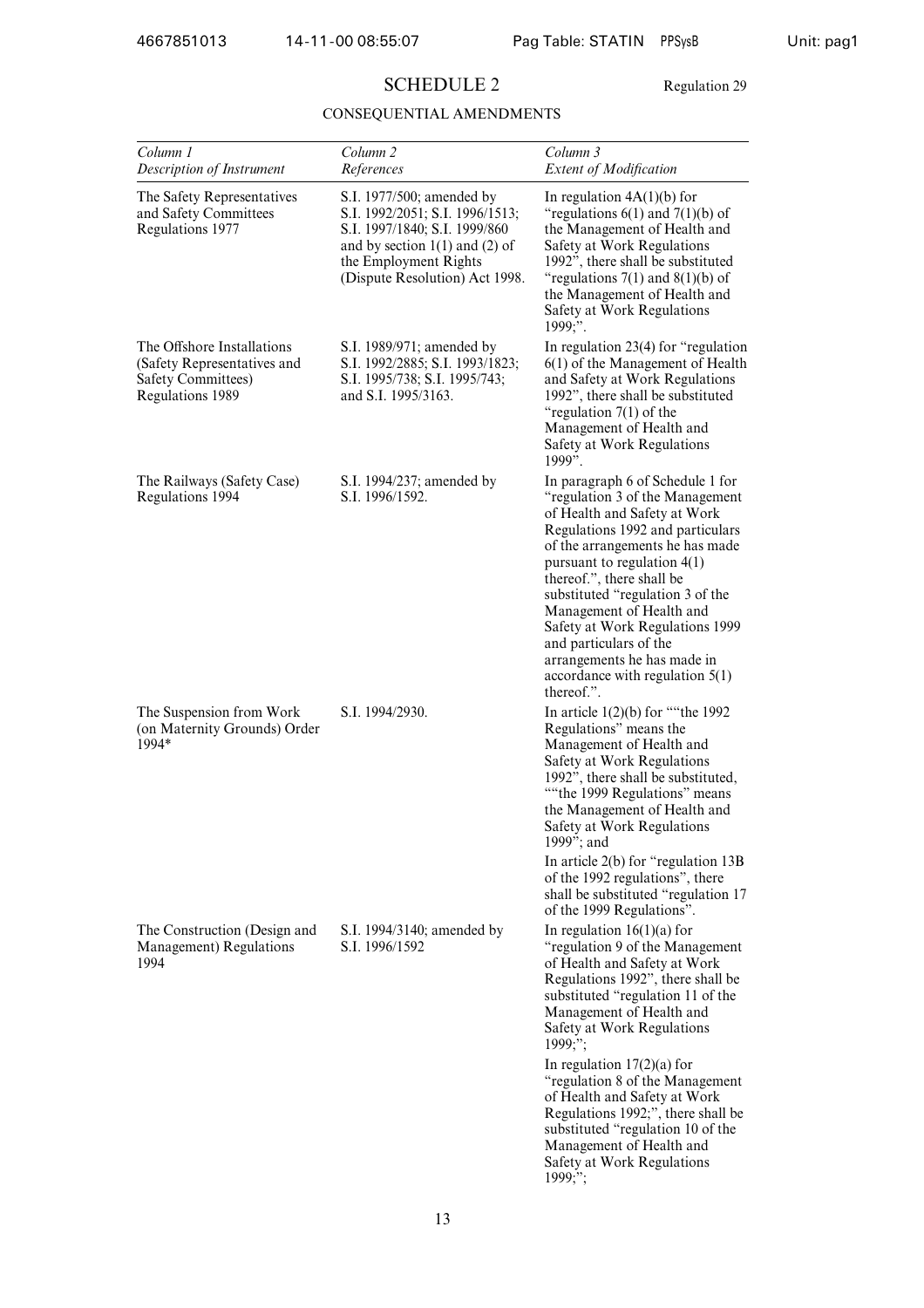# SCHEDULE 2

Regulation 29

## CONSEQUENTIAL AMENDMENTS

| *Column 1* *Description of Instrument* | *Column 2* *References* | *Column 3* *Extent of Modification* |
|---|---|---|
| The Safety Representatives and Safety Committees Regulations 1977 | S.I. 1977/500; amended by S.I. 1992/2051; S.I. 1996/1513; S.I. 1997/1840; S.I. 1999/860 and by section 1(1) and (2) of the Employment Rights (Dispute Resolution) Act 1998. | In regulation 4A(1)(b) for "regulations 6(1) and 7(1)(b) of the Management of Health and Safety at Work Regulations 1992", there shall be substituted "regulations 7(1) and 8(1)(b) of the Management of Health and Safety at Work Regulations 1999;". |
| The Offshore Installations (Safety Representatives and Safety Committees) Regulations 1989 | S.I. 1989/971; amended by S.I. 1992/2885; S.I. 1993/1823; S.I. 1995/738; S.I. 1995/743; and S.I. 1995/3163. | In regulation 23(4) for "regulation 6(1) of the Management of Health and Safety at Work Regulations 1992", there shall be substituted "regulation 7(1) of the Management of Health and Safety at Work Regulations 1999". |
| The Railways (Safety Case) Regulations 1994 | S.I. 1994/237; amended by S.I. 1996/1592. | In paragraph 6 of Schedule 1 for "regulation 3 of the Management of Health and Safety at Work Regulations 1992 and particulars of the arrangements he has made pursuant to regulation 4(1) thereof.", there shall be substituted "regulation 3 of the Management of Health and Safety at Work Regulations 1999 and particulars of the arrangements he has made in accordance with regulation 5(1) thereof.". |
| The Suspension from Work (on Maternity Grounds) Order 1994* | S.I. 1994/2930. | In article 1(2)(b) for ""the 1992 Regulations" means the Management of Health and Safety at Work Regulations 1992", there shall be substituted, ""the 1999 Regulations" means the Management of Health and Safety at Work Regulations 1999"; and<br>In article 2(b) for "regulation 13B of the 1992 regulations", there shall be substituted "regulation 17 of the 1999 Regulations". |
| The Construction (Design and Management) Regulations 1994 | S.I. 1994/3140; amended by S.I. 1996/1592 | In regulation 16(1)(a) for "regulation 9 of the Management of Health and Safety at Work Regulations 1992", there shall be substituted "regulation 11 of the Management of Health and Safety at Work Regulations 1999;";<br>In regulation 17(2)(a) for "regulation 8 of the Management of Health and Safety at Work Regulations 1992;", there shall be substituted "regulation 10 of the Management of Health and Safety at Work Regulations 1999;"; |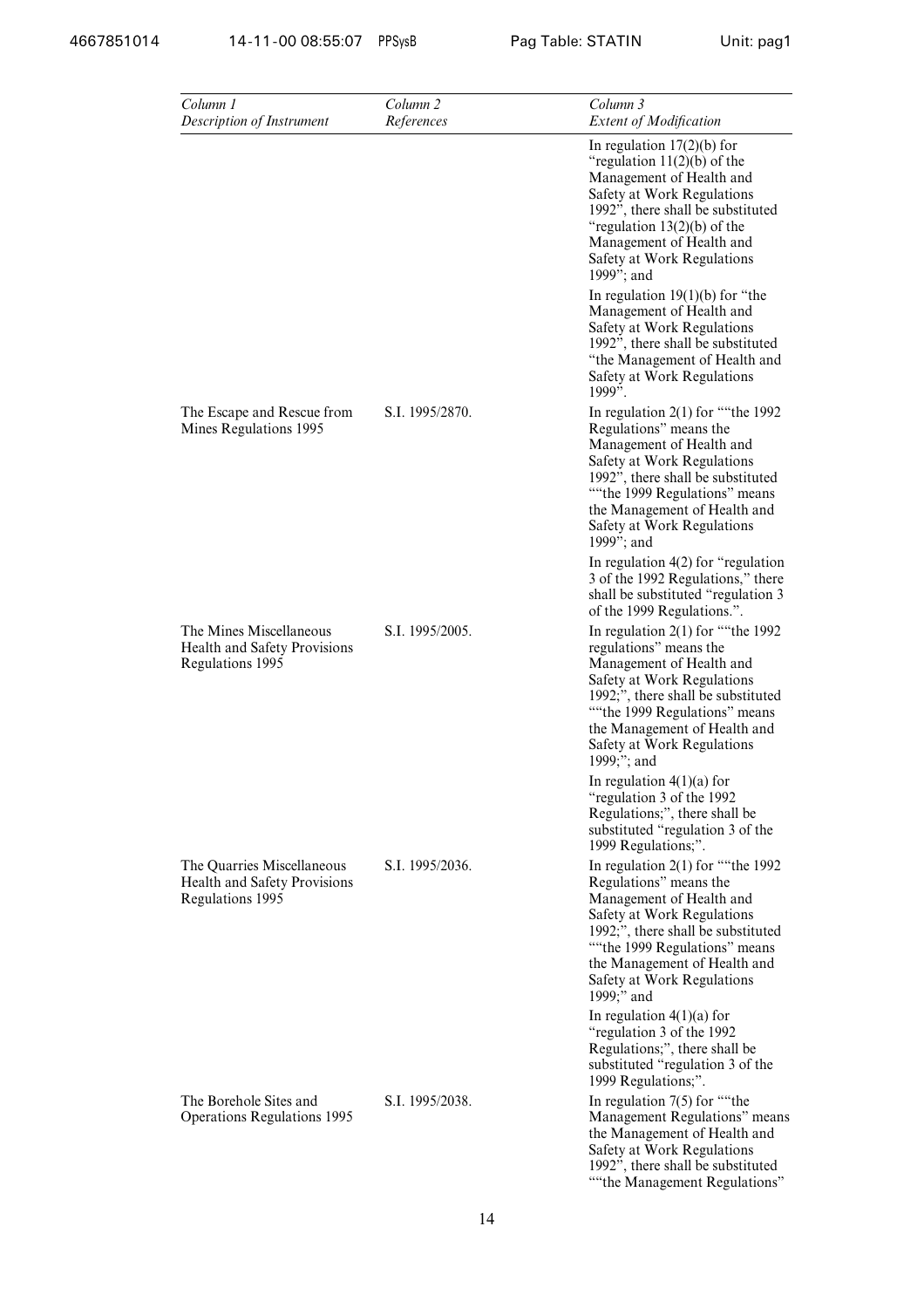| *Column 1* *Description of Instrument* | *Column 2* *References* | *Column 3* *Extent of Modification* |
|---|---|---|
| | | In regulation 17(2)(b) for "regulation 11(2)(b) of the Management of Health and Safety at Work Regulations 1992", there shall be substituted "regulation 13(2)(b) of the Management of Health and Safety at Work Regulations 1999"; and In regulation 19(1)(b) for "the Management of Health and Safety at Work Regulations 1992", there shall be substituted "the Management of Health and Safety at Work Regulations 1999". |
| The Escape and Rescue from Mines Regulations 1995 | S.I. 1995/2870. | In regulation 2(1) for ""the 1992 Regulations" means the Management of Health and Safety at Work Regulations 1992", there shall be substituted ""the 1999 Regulations" means the Management of Health and Safety at Work Regulations 1999"; and In regulation 4(2) for "regulation 3 of the 1992 Regulations," there shall be substituted "regulation 3 of the 1999 Regulations.". |
| The Mines Miscellaneous Health and Safety Provisions Regulations 1995 | S.I. 1995/2005. | In regulation 2(1) for ""the 1992 regulations" means the Management of Health and Safety at Work Regulations 1992;", there shall be substituted ""the 1999 Regulations" means the Management of Health and Safety at Work Regulations 1999;"; and In regulation 4(1)(a) for "regulation 3 of the 1992 Regulations;", there shall be substituted "regulation 3 of the 1999 Regulations;". |
| The Quarries Miscellaneous Health and Safety Provisions Regulations 1995 | S.I. 1995/2036. | In regulation 2(1) for ""the 1992 Regulations" means the Management of Health and Safety at Work Regulations 1992;", there shall be substituted ""the 1999 Regulations" means the Management of Health and Safety at Work Regulations 1999;" and In regulation 4(1)(a) for "regulation 3 of the 1992 Regulations;", there shall be substituted "regulation 3 of the 1999 Regulations;". |
| The Borehole Sites and Operations Regulations 1995 | S.I. 1995/2038. | In regulation 7(5) for ""the Management Regulations" means the Management of Health and Safety at Work Regulations 1992", there shall be substituted ""the Management Regulations" |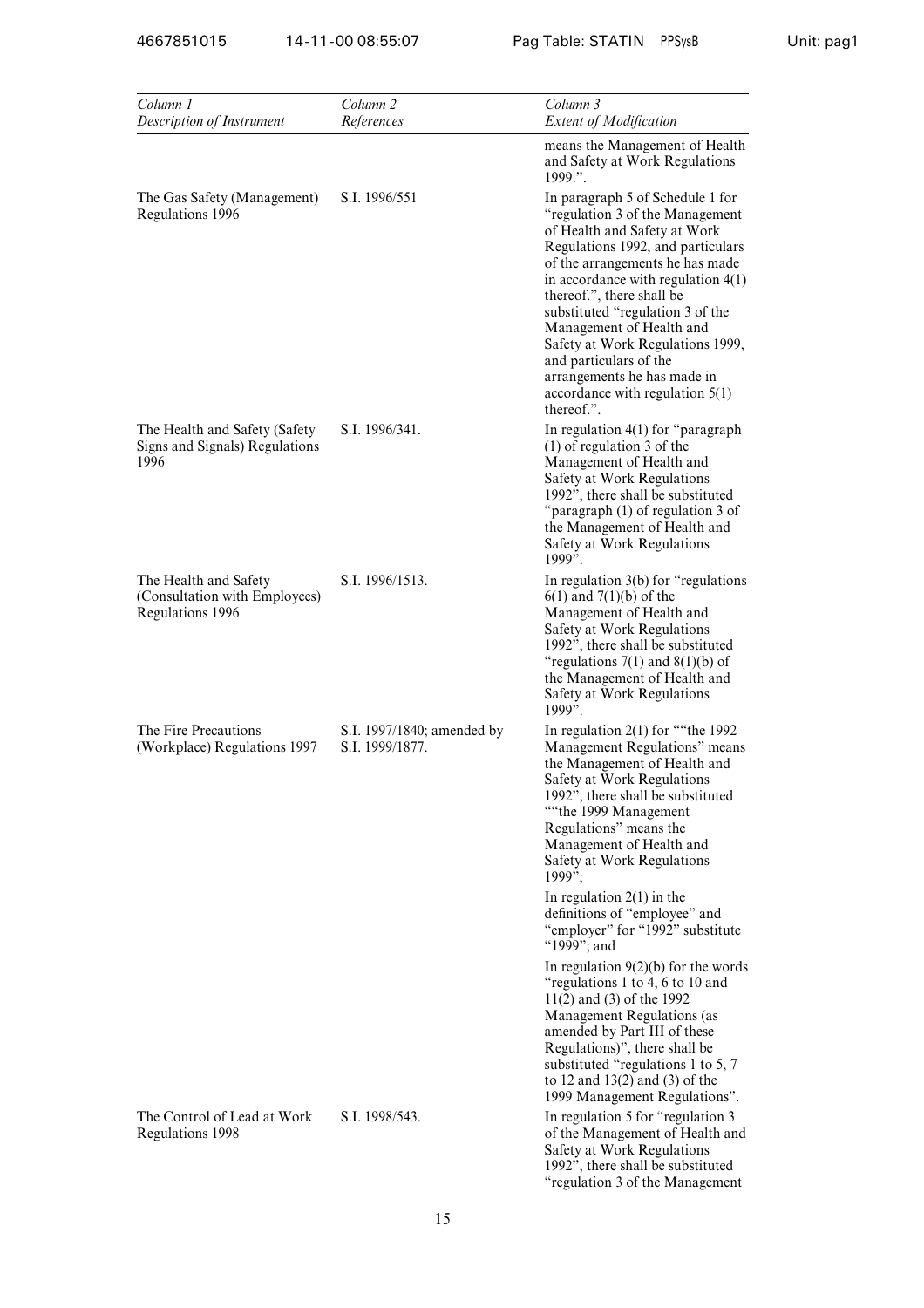| *Column 1* *Description of Instrument* | *Column 2* *References* | *Column 3* *Extent of Modification* |
|---|---|---|
| | | means the Management of Health and Safety at Work Regulations 1999.". |
| The Gas Safety (Management) Regulations 1996 | S.I. 1996/551 | In paragraph 5 of Schedule 1 for "regulation 3 of the Management of Health and Safety at Work Regulations 1992, and particulars of the arrangements he has made in accordance with regulation 4(1) thereof.", there shall be substituted "regulation 3 of the Management of Health and Safety at Work Regulations 1999, and particulars of the arrangements he has made in accordance with regulation 5(1) thereof.". |
| The Health and Safety (Safety Signs and Signals) Regulations 1996 | S.I. 1996/341. | In regulation 4(1) for "paragraph (1) of regulation 3 of the Management of Health and Safety at Work Regulations 1992", there shall be substituted "paragraph (1) of regulation 3 of the Management of Health and Safety at Work Regulations 1999". |
| The Health and Safety (Consultation with Employees) Regulations 1996 | S.I. 1996/1513. | In regulation 3(b) for "regulations 6(1) and 7(1)(b) of the Management of Health and Safety at Work Regulations 1992", there shall be substituted "regulations 7(1) and 8(1)(b) of the Management of Health and Safety at Work Regulations 1999". |
| The Fire Precautions (Workplace) Regulations 1997 | S.I. 1997/1840; amended by S.I. 1999/1877. | In regulation 2(1) for ""the 1992 Management Regulations" means the Management of Health and Safety at Work Regulations 1992", there shall be substituted ""the 1999 Management Regulations" means the Management of Health and Safety at Work Regulations 1999";<br><br>In regulation 2(1) in the definitions of "employee" and "employer" for "1992" substitute "1999"; and<br><br>In regulation 9(2)(b) for the words "regulations 1 to 4, 6 to 10 and 11(2) and (3) of the 1992 Management Regulations (as amended by Part III of these Regulations)", there shall be substituted "regulations 1 to 5, 7 to 12 and 13(2) and (3) of the 1999 Management Regulations". |
| The Control of Lead at Work Regulations 1998 | S.I. 1998/543. | In regulation 5 for "regulation 3 of the Management of Health and Safety at Work Regulations 1992", there shall be substituted "regulation 3 of the Management |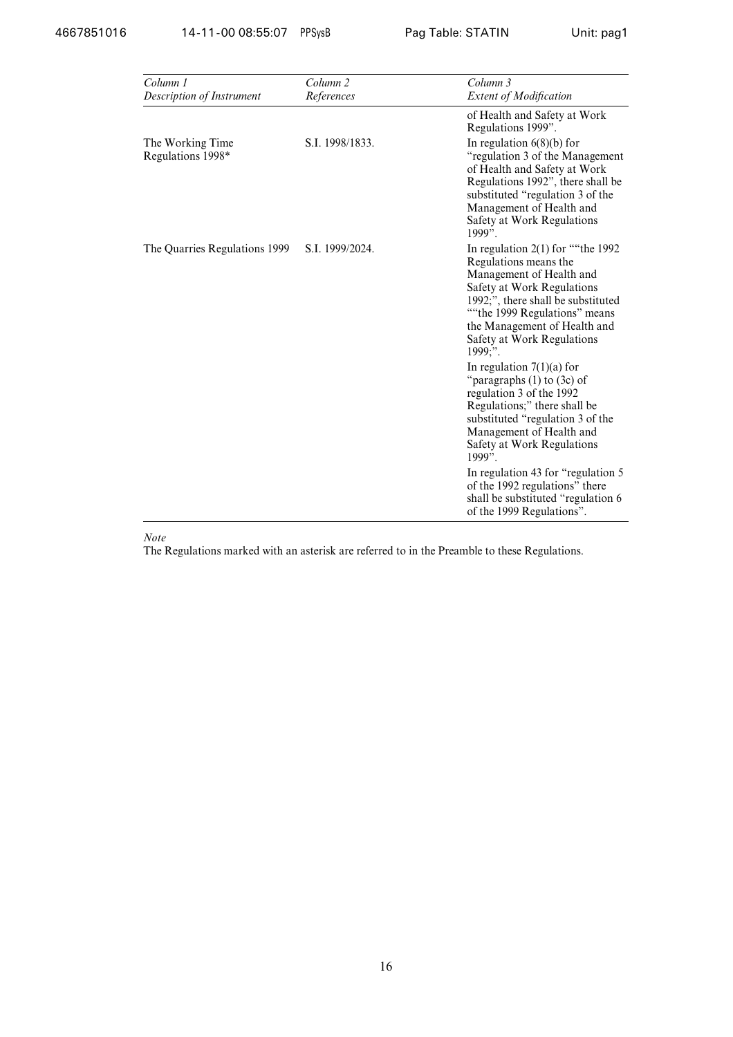| *Column 1*<br>*Description of Instrument* | *Column 2*<br>*References* | *Column 3*<br>*Extent of Modification* |
|---|---|---|
| | | of Health and Safety at Work Regulations 1999". |
| The Working Time Regulations 1998* | S.I. 1998/1833. | In regulation 6(8)(b) for "regulation 3 of the Management of Health and Safety at Work Regulations 1992", there shall be substituted "regulation 3 of the Management of Health and Safety at Work Regulations 1999". |
| The Quarries Regulations 1999 | S.I. 1999/2024. | In regulation 2(1) for ""the 1992 Regulations means the Management of Health and Safety at Work Regulations 1992;", there shall be substituted ""the 1999 Regulations" means the Management of Health and Safety at Work Regulations 1999;".<br><br>In regulation 7(1)(a) for "paragraphs (1) to (3c) of regulation 3 of the 1992 Regulations;" there shall be substituted "regulation 3 of the Management of Health and Safety at Work Regulations 1999".<br><br>In regulation 43 for "regulation 5 of the 1992 regulations" there shall be substituted "regulation 6 of the 1999 Regulations". |

*Note*

The Regulations marked with an asterisk are referred to in the Preamble to these Regulations.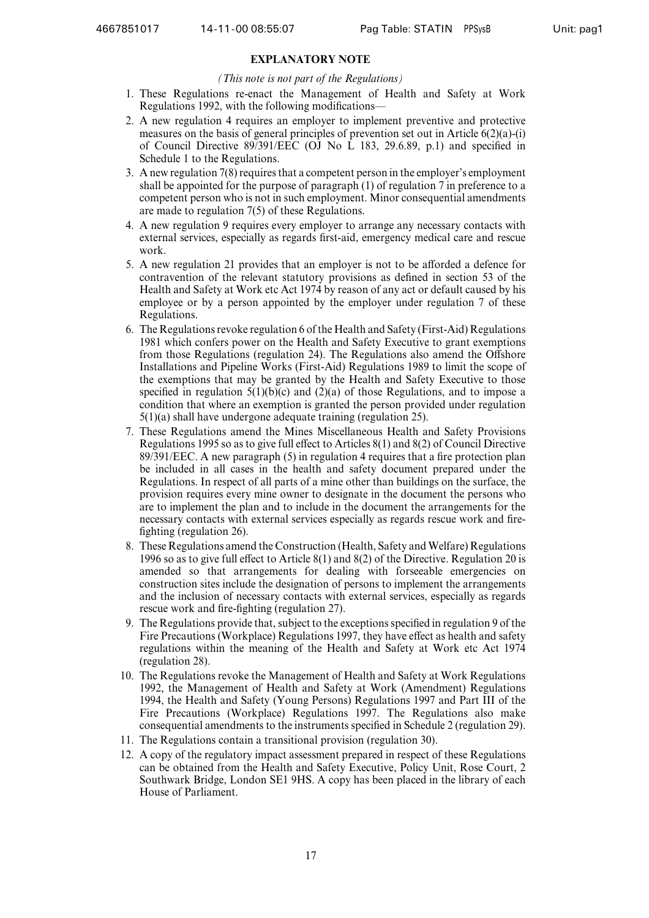## EXPLANATORY NOTE

*(This note is not part of the Regulations)*

1. These Regulations re-enact the Management of Health and Safety at Work Regulations 1992, with the following modifications—
2. A new regulation 4 requires an employer to implement preventive and protective measures on the basis of general principles of prevention set out in Article 6(2)(a)-(i) of Council Directive 89/391/EEC (OJ No L 183, 29.6.89, p.1) and specified in Schedule 1 to the Regulations.
3. A new regulation 7(8) requires that a competent person in the employer's employment shall be appointed for the purpose of paragraph (1) of regulation 7 in preference to a competent person who is not in such employment. Minor consequential amendments are made to regulation 7(5) of these Regulations.
4. A new regulation 9 requires every employer to arrange any necessary contacts with external services, especially as regards first-aid, emergency medical care and rescue work.
5. A new regulation 21 provides that an employer is not to be afforded a defence for contravention of the relevant statutory provisions as defined in section 53 of the Health and Safety at Work etc Act 1974 by reason of any act or default caused by his employee or by a person appointed by the employer under regulation 7 of these Regulations.
6. The Regulations revoke regulation 6 of the Health and Safety (First-Aid) Regulations 1981 which confers power on the Health and Safety Executive to grant exemptions from those Regulations (regulation 24). The Regulations also amend the Offshore Installations and Pipeline Works (First-Aid) Regulations 1989 to limit the scope of the exemptions that may be granted by the Health and Safety Executive to those specified in regulation 5(1)(b)(c) and (2)(a) of those Regulations, and to impose a condition that where an exemption is granted the person provided under regulation 5(1)(a) shall have undergone adequate training (regulation 25).
7. These Regulations amend the Mines Miscellaneous Health and Safety Provisions Regulations 1995 so as to give full effect to Articles 8(1) and 8(2) of Council Directive 89/391/EEC. A new paragraph (5) in regulation 4 requires that a fire protection plan be included in all cases in the health and safety document prepared under the Regulations. In respect of all parts of a mine other than buildings on the surface, the provision requires every mine owner to designate in the document the persons who are to implement the plan and to include in the document the arrangements for the necessary contacts with external services especially as regards rescue work and fire-fighting (regulation 26).
8. These Regulations amend the Construction (Health, Safety and Welfare) Regulations 1996 so as to give full effect to Article 8(1) and 8(2) of the Directive. Regulation 20 is amended so that arrangements for dealing with forseeable emergencies on construction sites include the designation of persons to implement the arrangements and the inclusion of necessary contacts with external services, especially as regards rescue work and fire-fighting (regulation 27).
9. The Regulations provide that, subject to the exceptions specified in regulation 9 of the Fire Precautions (Workplace) Regulations 1997, they have effect as health and safety regulations within the meaning of the Health and Safety at Work etc Act 1974 (regulation 28).
10. The Regulations revoke the Management of Health and Safety at Work Regulations 1992, the Management of Health and Safety at Work (Amendment) Regulations 1994, the Health and Safety (Young Persons) Regulations 1997 and Part III of the Fire Precautions (Workplace) Regulations 1997. The Regulations also make consequential amendments to the instruments specified in Schedule 2 (regulation 29).
11. The Regulations contain a transitional provision (regulation 30).
12. A copy of the regulatory impact assessment prepared in respect of these Regulations can be obtained from the Health and Safety Executive, Policy Unit, Rose Court, 2 Southwark Bridge, London SE1 9HS. A copy has been placed in the library of each House of Parliament.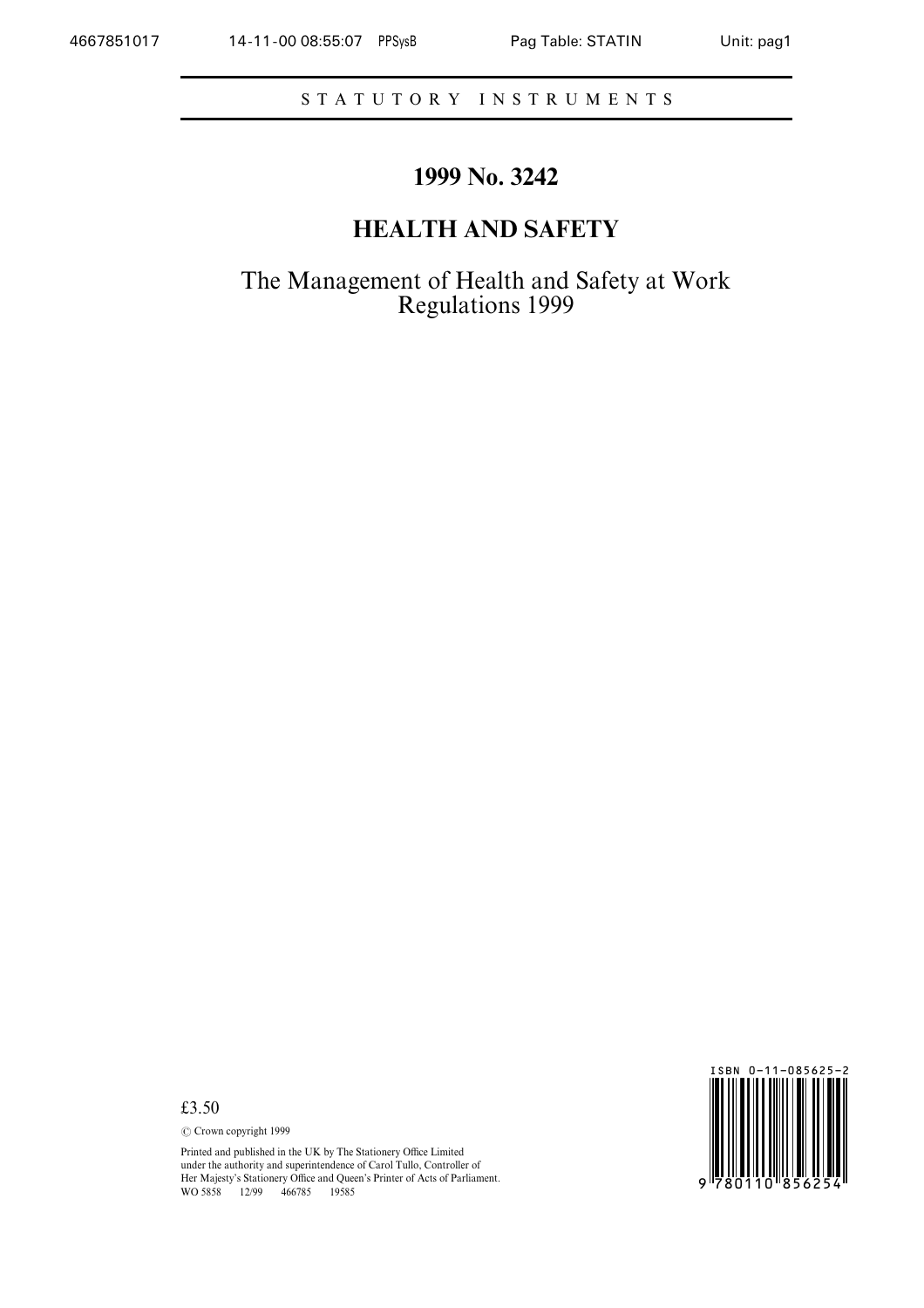STATUTORY INSTRUMENTS

# 1999 No. 3242

## HEALTH AND SAFETY

The Management of Health and Safety at Work Regulations 1999

£3.50

© Crown copyright 1999

Printed and published in the UK by The Stationery Office Limited under the authority and superintendence of Carol Tullo, Controller of Her Majesty's Stationery Office and Queen's Printer of Acts of Parliament.
WO 5858 12/99 466785 19585

ISBN 0-11-085625-2

9 780110 856254